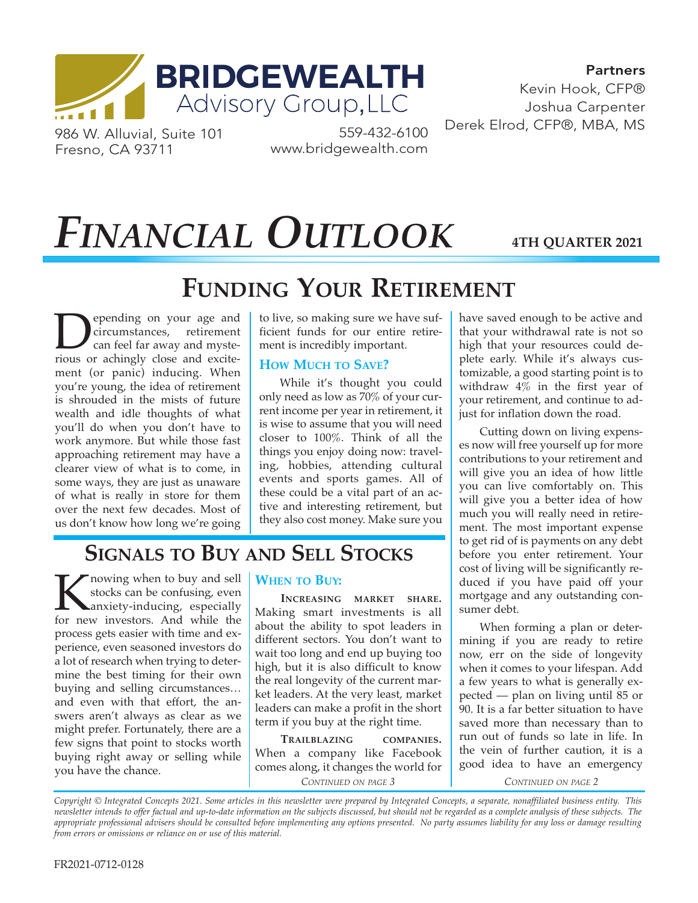**BRIDGEWEALTH**
Advisory Group, LLC

986 W. Alluvial, Suite 101
Fresno, CA 93711

559-432-6100
www.bridgewealth.com

**Partners**
Kevin Hook, CFP®
Joshua Carpenter
Derek Elrod, CFP®, MBA, MS

# *Financial Outlook*

**4TH QUARTER 2021**

## Funding Your Retirement

Depending on your age and circumstances, retirement can feel far away and mysterious or achingly close and excitement (or panic) inducing. When you're young, the idea of retirement is shrouded in the mists of future wealth and idle thoughts of what you'll do when you don't have to work anymore. But while those fast approaching retirement may have a clearer view of what is to come, in some ways, they are just as unaware of what is really in store for them over the next few decades. Most of us don't know how long we're going to live, so making sure we have sufficient funds for our entire retirement is incredibly important.

### How Much to Save?

While it's thought you could only need as low as 70% of your current income per year in retirement, it is wise to assume that you will need closer to 100%. Think of all the things you enjoy doing now: traveling, hobbies, attending cultural events and sports games. All of these could be a vital part of an active and interesting retirement, but they also cost money. Make sure you have saved enough to be active and that your withdrawal rate is not so high that your resources could deplete early. While it's always customizable, a good starting point is to withdraw 4% in the first year of your retirement, and continue to adjust for inflation down the road.

Cutting down on living expenses now will free yourself up for more contributions to your retirement and will give you an idea of how little you can live comfortably on. This will give you a better idea of how much you will really need in retirement. The most important expense to get rid of is payments on any debt before you enter retirement. Your cost of living will be significantly reduced if you have paid off your mortgage and any outstanding consumer debt.

When forming a plan or determining if you are ready to retire now, err on the side of longevity when it comes to your lifespan. Add a few years to what is generally expected — plan on living until 85 or 90. It is a far better situation to have saved more than necessary than to run out of funds so late in life. In the vein of further caution, it is a good idea to have an emergency

*Continued on page 2*

## Signals to Buy and Sell Stocks

Knowing when to buy and sell stocks can be confusing, even anxiety-inducing, especially for new investors. And while the process gets easier with time and experience, even seasoned investors do a lot of research when trying to determine the best timing for their own buying and selling circumstances… and even with that effort, the answers aren't always as clear as we might prefer. Fortunately, there are a few signs that point to stocks worth buying right away or selling while you have the chance.

### When to Buy:

**Increasing market share.** Making smart investments is all about the ability to spot leaders in different sectors. You don't want to wait too long and end up buying too high, but it is also difficult to know the real longevity of the current market leaders. At the very least, market leaders can make a profit in the short term if you buy at the right time.

**Trailblazing companies.** When a company like Facebook comes along, it changes the world for

*Continued on page 3*

*Copyright © Integrated Concepts 2021. Some articles in this newsletter were prepared by Integrated Concepts, a separate, nonaffiliated business entity. This newsletter intends to offer factual and up-to-date information on the subjects discussed, but should not be regarded as a complete analysis of these subjects. The appropriate professional advisers should be consulted before implementing any options presented. No party assumes liability for any loss or damage resulting from errors or omissions or reliance on or use of this material.*

FR2021-0712-0128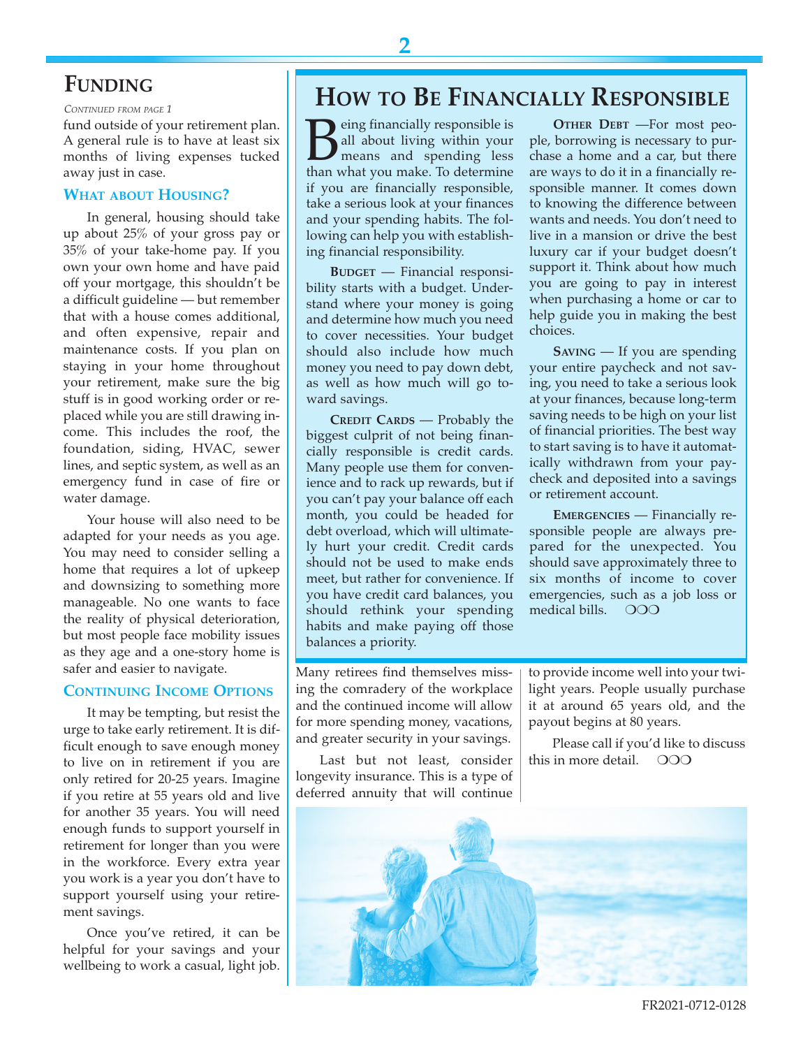## Funding

*Continued from page 1*

fund outside of your retirement plan. A general rule is to have at least six months of living expenses tucked away just in case.

### What about Housing?

In general, housing should take up about 25% of your gross pay or 35% of your take-home pay. If you own your own home and have paid off your mortgage, this shouldn't be a difficult guideline — but remember that with a house comes additional, and often expensive, repair and maintenance costs. If you plan on staying in your home throughout your retirement, make sure the big stuff is in good working order or replaced while you are still drawing income. This includes the roof, the foundation, siding, HVAC, sewer lines, and septic system, as well as an emergency fund in case of fire or water damage.

Your house will also need to be adapted for your needs as you age. You may need to consider selling a home that requires a lot of upkeep and downsizing to something more manageable. No one wants to face the reality of physical deterioration, but most people face mobility issues as they age and a one-story home is safer and easier to navigate.

### Continuing Income Options

It may be tempting, but resist the urge to take early retirement. It is difficult enough to save enough money to live on in retirement if you are only retired for 20-25 years. Imagine if you retire at 55 years old and live for another 35 years. You will need enough funds to support yourself in retirement for longer than you were in the workforce. Every extra year you work is a year you don't have to support yourself using your retirement savings.

Once you've retired, it can be helpful for your savings and your wellbeing to work a casual, light job. Many retirees find themselves missing the comradery of the workplace and the continued income will allow for more spending money, vacations, and greater security in your savings.

Last but not least, consider longevity insurance. This is a type of deferred annuity that will continue to provide income well into your twilight years. People usually purchase it at around 65 years old, and the payout begins at 80 years.

Please call if you'd like to discuss this in more detail. ❍❍❍

## How to Be Financially Responsible

Being financially responsible is all about living within your means and spending less than what you make. To determine if you are financially responsible, take a serious look at your finances and your spending habits. The following can help you with establishing financial responsibility.

**Budget** — Financial responsibility starts with a budget. Understand where your money is going and determine how much you need to cover necessities. Your budget should also include how much money you need to pay down debt, as well as how much will go toward savings.

**Credit Cards** — Probably the biggest culprit of not being financially responsible is credit cards. Many people use them for convenience and to rack up rewards, but if you can't pay your balance off each month, you could be headed for debt overload, which will ultimately hurt your credit. Credit cards should not be used to make ends meet, but rather for convenience. If you have credit card balances, you should rethink your spending habits and make paying off those balances a priority.

**Other Debt** —For most people, borrowing is necessary to purchase a home and a car, but there are ways to do it in a financially responsible manner. It comes down to knowing the difference between wants and needs. You don't need to live in a mansion or drive the best luxury car if your budget doesn't support it. Think about how much you are going to pay in interest when purchasing a home or car to help guide you in making the best choices.

**Saving** — If you are spending your entire paycheck and not saving, you need to take a serious look at your finances, because long-term saving needs to be high on your list of financial priorities. The best way to start saving is to have it automatically withdrawn from your paycheck and deposited into a savings or retirement account.

**Emergencies** — Financially responsible people are always prepared for the unexpected. You should save approximately three to six months of income to cover emergencies, such as a job loss or medical bills. ❍❍❍

FR2021-0712-0128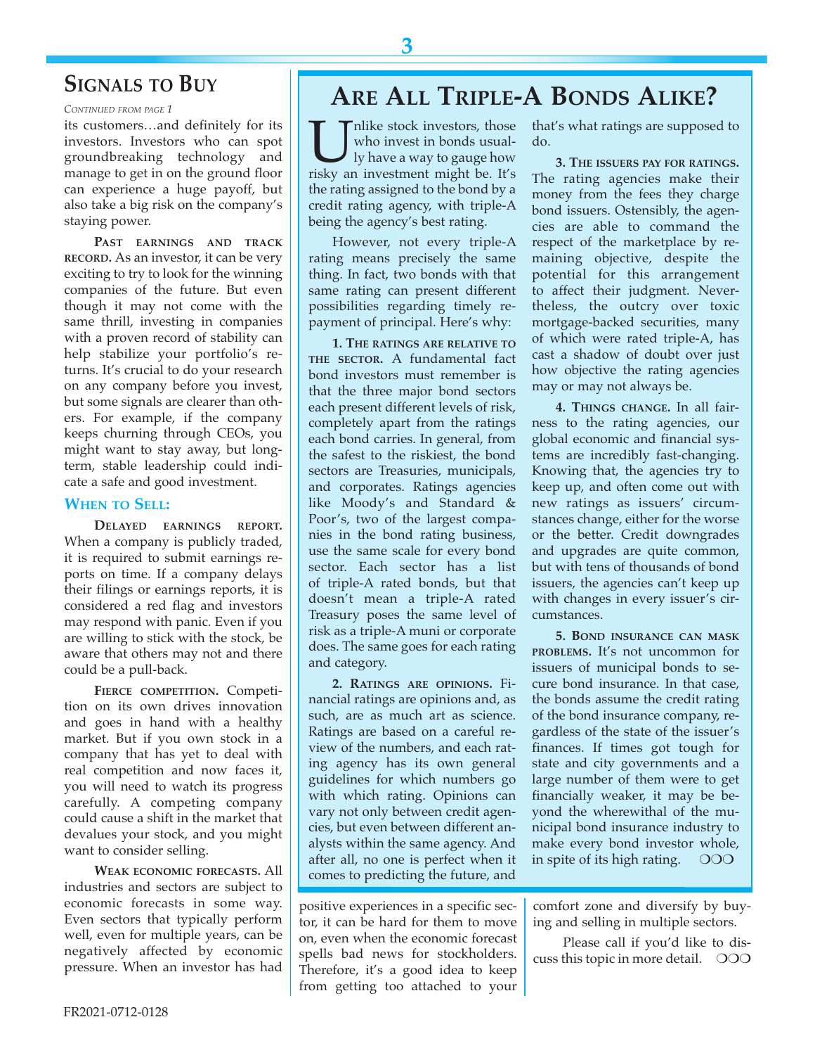## Signals to Buy

*Continued from page 1*

its customers…and definitely for its investors. Investors who can spot groundbreaking technology and manage to get in on the ground floor can experience a huge payoff, but also take a big risk on the company's staying power.

**Past earnings and track record.** As an investor, it can be very exciting to try to look for the winning companies of the future. But even though it may not come with the same thrill, investing in companies with a proven record of stability can help stabilize your portfolio's returns. It's crucial to do your research on any company before you invest, but some signals are clearer than others. For example, if the company keeps churning through CEOs, you might want to stay away, but long-term, stable leadership could indicate a safe and good investment.

### When to Sell:

**Delayed earnings report.** When a company is publicly traded, it is required to submit earnings reports on time. If a company delays their filings or earnings reports, it is considered a red flag and investors may respond with panic. Even if you are willing to stick with the stock, be aware that others may not and there could be a pull-back.

**Fierce competition.** Competition on its own drives innovation and goes in hand with a healthy market. But if you own stock in a company that has yet to deal with real competition and now faces it, you will need to watch its progress carefully. A competing company could cause a shift in the market that devalues your stock, and you might want to consider selling.

**Weak economic forecasts.** All industries and sectors are subject to economic forecasts in some way. Even sectors that typically perform well, even for multiple years, can be negatively affected by economic pressure. When an investor has had positive experiences in a specific sector, it can be hard for them to move on, even when the economic forecast spells bad news for stockholders. Therefore, it's a good idea to keep from getting too attached to your comfort zone and diversify by buying and selling in multiple sectors.

Please call if you'd like to discuss this topic in more detail. ❍❍❍

## Are All Triple-A Bonds Alike?

Unlike stock investors, those who invest in bonds usually have a way to gauge how risky an investment might be. It's the rating assigned to the bond by a credit rating agency, with triple-A being the agency's best rating.

However, not every triple-A rating means precisely the same thing. In fact, two bonds with that same rating can present different possibilities regarding timely repayment of principal. Here's why:

**1. The ratings are relative to the sector.** A fundamental fact bond investors must remember is that the three major bond sectors each present different levels of risk, completely apart from the ratings each bond carries. In general, from the safest to the riskiest, the bond sectors are Treasuries, municipals, and corporates. Ratings agencies like Moody's and Standard & Poor's, two of the largest companies in the bond rating business, use the same scale for every bond sector. Each sector has a list of triple-A rated bonds, but that doesn't mean a triple-A rated Treasury poses the same level of risk as a triple-A muni or corporate does. The same goes for each rating and category.

**2. Ratings are opinions.** Financial ratings are opinions and, as such, are as much art as science. Ratings are based on a careful review of the numbers, and each rating agency has its own general guidelines for which numbers go with which rating. Opinions can vary not only between credit agencies, but even between different analysts within the same agency. And after all, no one is perfect when it comes to predicting the future, and that's what ratings are supposed to do.

**3. The issuers pay for ratings.** The rating agencies make their money from the fees they charge bond issuers. Ostensibly, the agencies are able to command the respect of the marketplace by remaining objective, despite the potential for this arrangement to affect their judgment. Nevertheless, the outcry over toxic mortgage-backed securities, many of which were rated triple-A, has cast a shadow of doubt over just how objective the rating agencies may or may not always be.

**4. Things change.** In all fairness to the rating agencies, our global economic and financial systems are incredibly fast-changing. Knowing that, the agencies try to keep up, and often come out with new ratings as issuers' circumstances change, either for the worse or the better. Credit downgrades and upgrades are quite common, but with tens of thousands of bond issuers, the agencies can't keep up with changes in every issuer's circumstances.

**5. Bond insurance can mask problems.** It's not uncommon for issuers of municipal bonds to secure bond insurance. In that case, the bonds assume the credit rating of the bond insurance company, regardless of the state of the issuer's finances. If times got tough for state and city governments and a large number of them were to get financially weaker, it may be beyond the wherewithal of the municipal bond insurance industry to make every bond investor whole, in spite of its high rating. ❍❍❍

FR2021-0712-0128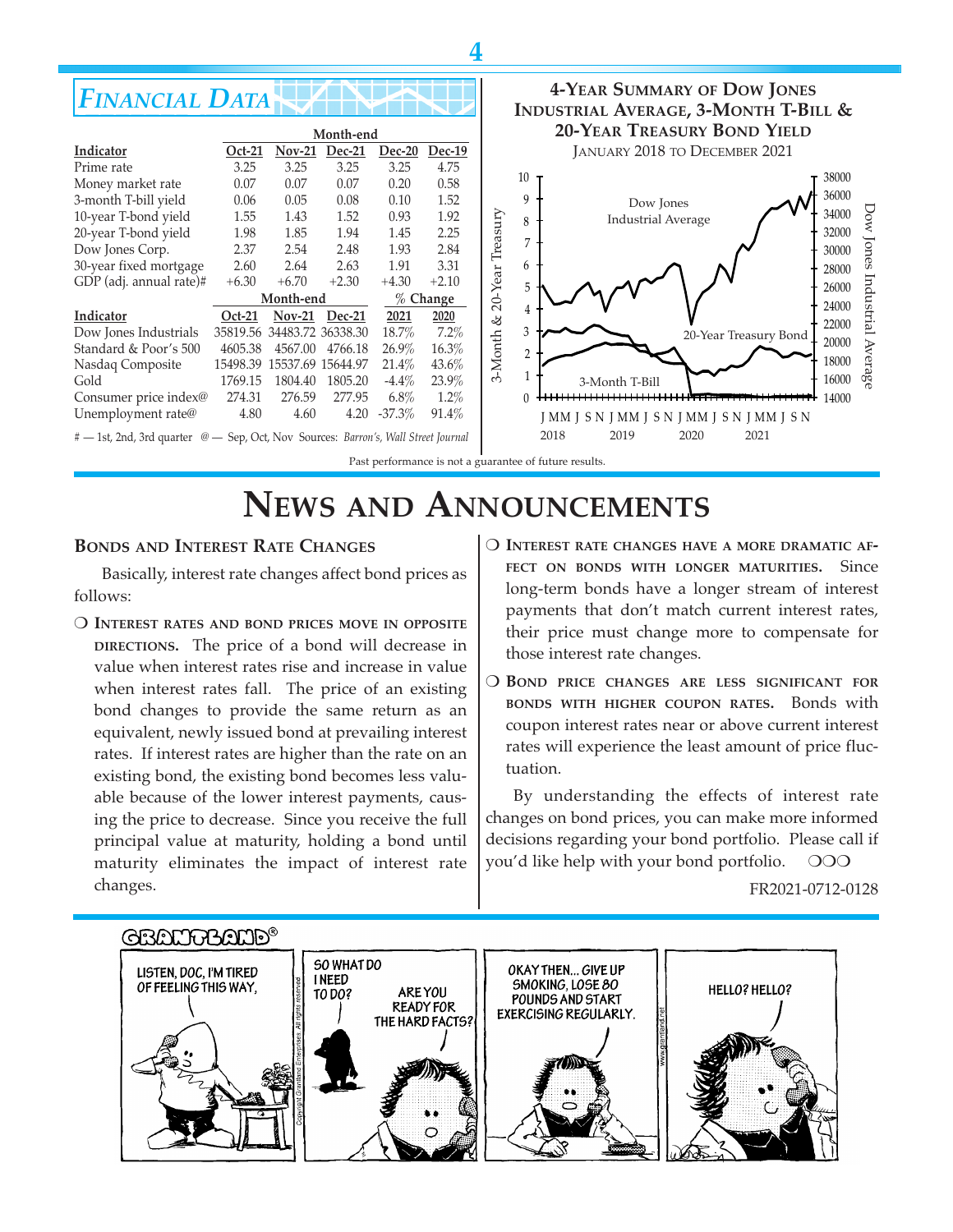## Financial Data

| Indicator | Oct-21 | Nov-21 | Dec-21 | Dec-20 | Dec-19 |
|---|---|---|---|---|---|
| | Month-end | | | | |
| Prime rate | 3.25 | 3.25 | 3.25 | 3.25 | 4.75 |
| Money market rate | 0.07 | 0.07 | 0.07 | 0.20 | 0.58 |
| 3-month T-bill yield | 0.06 | 0.05 | 0.08 | 0.10 | 1.52 |
| 10-year T-bond yield | 1.55 | 1.43 | 1.52 | 0.93 | 1.92 |
| 20-year T-bond yield | 1.98 | 1.85 | 1.94 | 1.45 | 2.25 |
| Dow Jones Corp. | 2.37 | 2.54 | 2.48 | 1.93 | 2.84 |
| 30-year fixed mortgage | 2.60 | 2.64 | 2.63 | 1.91 | 3.31 |
| GDP (adj. annual rate)# | +6.30 | +6.70 | +2.30 | +4.30 | +2.10 |

| Indicator | Oct-21 | Nov-21 | Dec-21 | 2021 | 2020 |
|---|---|---|---|---|---|
| | Month-end | | | % Change | |
| Dow Jones Industrials | 35819.56 | 34483.72 | 36338.30 | 18.7% | 7.2% |
| Standard & Poor's 500 | 4605.38 | 4567.00 | 4766.18 | 26.9% | 16.3% |
| Nasdaq Composite | 15498.39 | 15537.69 | 15644.97 | 21.4% | 43.6% |
| Gold | 1769.15 | 1804.40 | 1805.20 | -4.4% | 23.9% |
| Consumer price index@ | 274.31 | 276.59 | 277.95 | 6.8% | 1.2% |
| Unemployment rate@ | 4.80 | 4.60 | 4.20 | -37.3% | 91.4% |

# — 1st, 2nd, 3rd quarter @ — Sep, Oct, Nov Sources: *Barron's, Wall Street Journal*

### 4-Year Summary of Dow Jones Industrial Average, 3-Month T-Bill & 20-Year Treasury Bond Yield

January 2018 to December 2021

3-Month & 20-Year Treasury: 0 1 2 3 4 5 6 7 8 9 10

Dow Jones Industrial Average: 14000 16000 18000 20000 22000 24000 26000 28000 30000 32000 34000 36000 38000

Dow Jones Industrial Average

20-Year Treasury Bond

3-Month T-Bill

J MM J S N J MM J S N J MM J S N J MM J S N

2018 2019 2020 2021

Past performance is not a guarantee of future results.

# News and Announcements

### Bonds and Interest Rate Changes

Basically, interest rate changes affect bond prices as follows:

- **Interest rates and bond prices move in opposite directions.** The price of a bond will decrease in value when interest rates rise and increase in value when interest rates fall. The price of an existing bond changes to provide the same return as an equivalent, newly issued bond at prevailing interest rates. If interest rates are higher than the rate on an existing bond, the existing bond becomes less valuable because of the lower interest payments, causing the price to decrease. Since you receive the full principal value at maturity, holding a bond until maturity eliminates the impact of interest rate changes.
- **Interest rate changes have a more dramatic affect on bonds with longer maturities.** Since long-term bonds have a longer stream of interest payments that don't match current interest rates, their price must change more to compensate for those interest rate changes.
- **Bond price changes are less significant for bonds with higher coupon rates.** Bonds with coupon interest rates near or above current interest rates will experience the least amount of price fluctuation.

By understanding the effects of interest rate changes on bond prices, you can make more informed decisions regarding your bond portfolio. Please call if you'd like help with your bond portfolio. ❍❍❍

FR2021-0712-0128